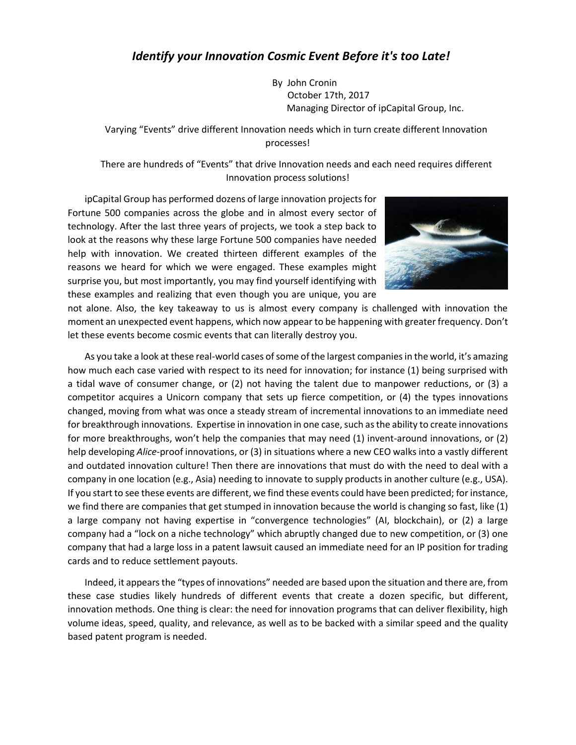# *Identify your Innovation Cosmic Event Before it's too Late!*

By John Cronin
October 17th, 2017
Managing Director of ipCapital Group, Inc.

Varying "Events" drive different Innovation needs which in turn create different Innovation processes!

There are hundreds of "Events" that drive Innovation needs and each need requires different Innovation process solutions!

ipCapital Group has performed dozens of large innovation projects for Fortune 500 companies across the globe and in almost every sector of technology. After the last three years of projects, we took a step back to look at the reasons why these large Fortune 500 companies have needed help with innovation. We created thirteen different examples of the reasons we heard for which we were engaged. These examples might surprise you, but most importantly, you may find yourself identifying with these examples and realizing that even though you are unique, you are not alone. Also, the key takeaway to us is almost every company is challenged with innovation the moment an unexpected event happens, which now appear to be happening with greater frequency. Don't let these events become cosmic events that can literally destroy you.

As you take a look at these real-world cases of some of the largest companies in the world, it's amazing how much each case varied with respect to its need for innovation; for instance (1) being surprised with a tidal wave of consumer change, or (2) not having the talent due to manpower reductions, or (3) a competitor acquires a Unicorn company that sets up fierce competition, or (4) the types innovations changed, moving from what was once a steady stream of incremental innovations to an immediate need for breakthrough innovations. Expertise in innovation in one case, such as the ability to create innovations for more breakthroughs, won't help the companies that may need (1) invent-around innovations, or (2) help developing *Alice*-proof innovations, or (3) in situations where a new CEO walks into a vastly different and outdated innovation culture! Then there are innovations that must do with the need to deal with a company in one location (e.g., Asia) needing to innovate to supply products in another culture (e.g., USA). If you start to see these events are different, we find these events could have been predicted; for instance, we find there are companies that get stumped in innovation because the world is changing so fast, like (1) a large company not having expertise in "convergence technologies" (AI, blockchain), or (2) a large company had a "lock on a niche technology" which abruptly changed due to new competition, or (3) one company that had a large loss in a patent lawsuit caused an immediate need for an IP position for trading cards and to reduce settlement payouts.

Indeed, it appears the "types of innovations" needed are based upon the situation and there are, from these case studies likely hundreds of different events that create a dozen specific, but different, innovation methods. One thing is clear: the need for innovation programs that can deliver flexibility, high volume ideas, speed, quality, and relevance, as well as to be backed with a similar speed and the quality based patent program is needed.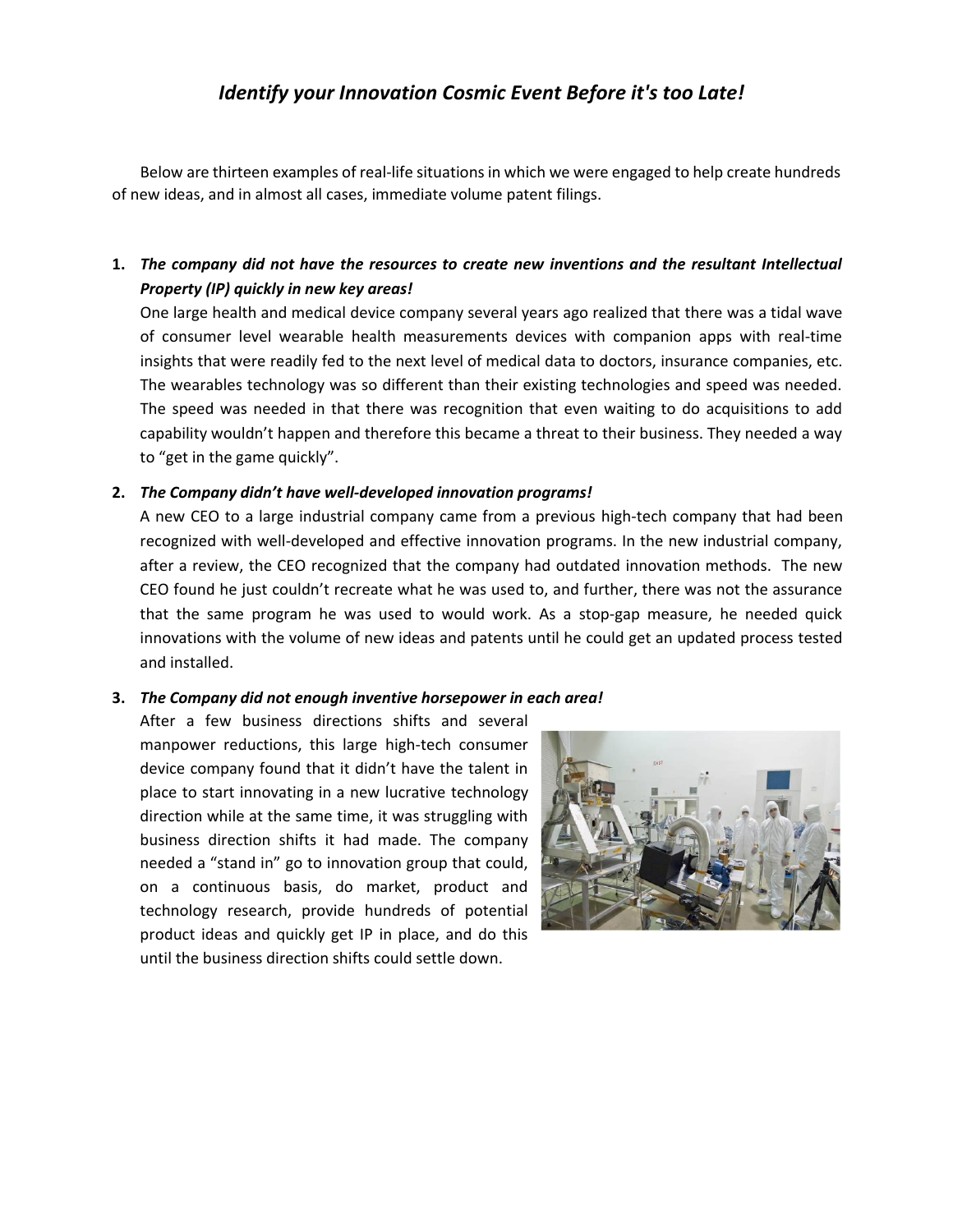# *Identify your Innovation Cosmic Event Before it's too Late!*

Below are thirteen examples of real-life situations in which we were engaged to help create hundreds of new ideas, and in almost all cases, immediate volume patent filings.

1. ***The company did not have the resources to create new inventions and the resultant Intellectual Property (IP) quickly in new key areas!***
   One large health and medical device company several years ago realized that there was a tidal wave of consumer level wearable health measurements devices with companion apps with real-time insights that were readily fed to the next level of medical data to doctors, insurance companies, etc. The wearables technology was so different than their existing technologies and speed was needed. The speed was needed in that there was recognition that even waiting to do acquisitions to add capability wouldn't happen and therefore this became a threat to their business. They needed a way to "get in the game quickly".

2. ***The Company didn't have well-developed innovation programs!***
   A new CEO to a large industrial company came from a previous high-tech company that had been recognized with well-developed and effective innovation programs. In the new industrial company, after a review, the CEO recognized that the company had outdated innovation methods. The new CEO found he just couldn't recreate what he was used to, and further, there was not the assurance that the same program he was used to would work. As a stop-gap measure, he needed quick innovations with the volume of new ideas and patents until he could get an updated process tested and installed.

3. ***The Company did not enough inventive horsepower in each area!***
   After a few business directions shifts and several manpower reductions, this large high-tech consumer device company found that it didn't have the talent in place to start innovating in a new lucrative technology direction while at the same time, it was struggling with business direction shifts it had made. The company needed a "stand in" go to innovation group that could, on a continuous basis, do market, product and technology research, provide hundreds of potential product ideas and quickly get IP in place, and do this until the business direction shifts could settle down.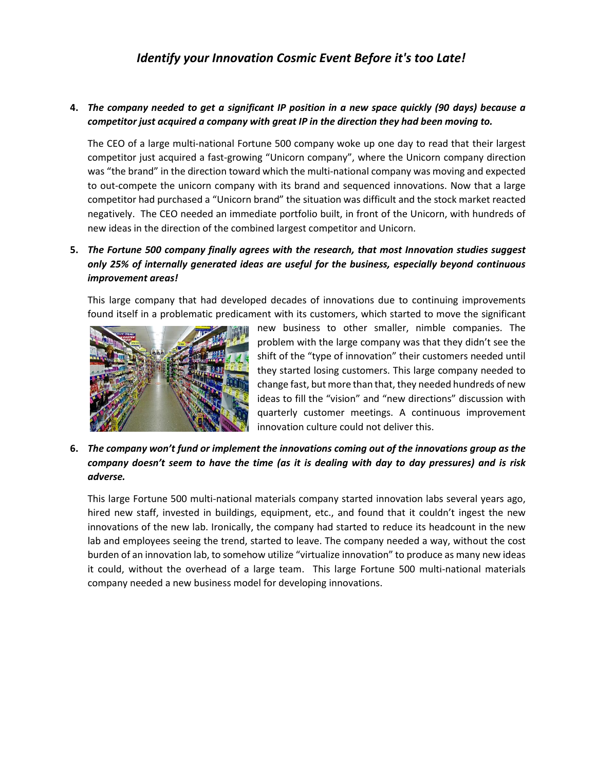# *Identify your Innovation Cosmic Event Before it's too Late!*

4. ***The company needed to get a significant IP position in a new space quickly (90 days) because a competitor just acquired a company with great IP in the direction they had been moving to.***

   The CEO of a large multi-national Fortune 500 company woke up one day to read that their largest competitor just acquired a fast-growing "Unicorn company", where the Unicorn company direction was "the brand" in the direction toward which the multi-national company was moving and expected to out-compete the unicorn company with its brand and sequenced innovations. Now that a large competitor had purchased a "Unicorn brand" the situation was difficult and the stock market reacted negatively. The CEO needed an immediate portfolio built, in front of the Unicorn, with hundreds of new ideas in the direction of the combined largest competitor and Unicorn.

5. ***The Fortune 500 company finally agrees with the research, that most Innovation studies suggest only 25% of internally generated ideas are useful for the business, especially beyond continuous improvement areas!***

   This large company that had developed decades of innovations due to continuing improvements found itself in a problematic predicament with its customers, which started to move the significant new business to other smaller, nimble companies. The problem with the large company was that they didn't see the shift of the "type of innovation" their customers needed until they started losing customers. This large company needed to change fast, but more than that, they needed hundreds of new ideas to fill the "vision" and "new directions" discussion with quarterly customer meetings. A continuous improvement innovation culture could not deliver this.

6. ***The company won't fund or implement the innovations coming out of the innovations group as the company doesn't seem to have the time (as it is dealing with day to day pressures) and is risk adverse.***

   This large Fortune 500 multi-national materials company started innovation labs several years ago, hired new staff, invested in buildings, equipment, etc., and found that it couldn't ingest the new innovations of the new lab. Ironically, the company had started to reduce its headcount in the new lab and employees seeing the trend, started to leave. The company needed a way, without the cost burden of an innovation lab, to somehow utilize "virtualize innovation" to produce as many new ideas it could, without the overhead of a large team. This large Fortune 500 multi-national materials company needed a new business model for developing innovations.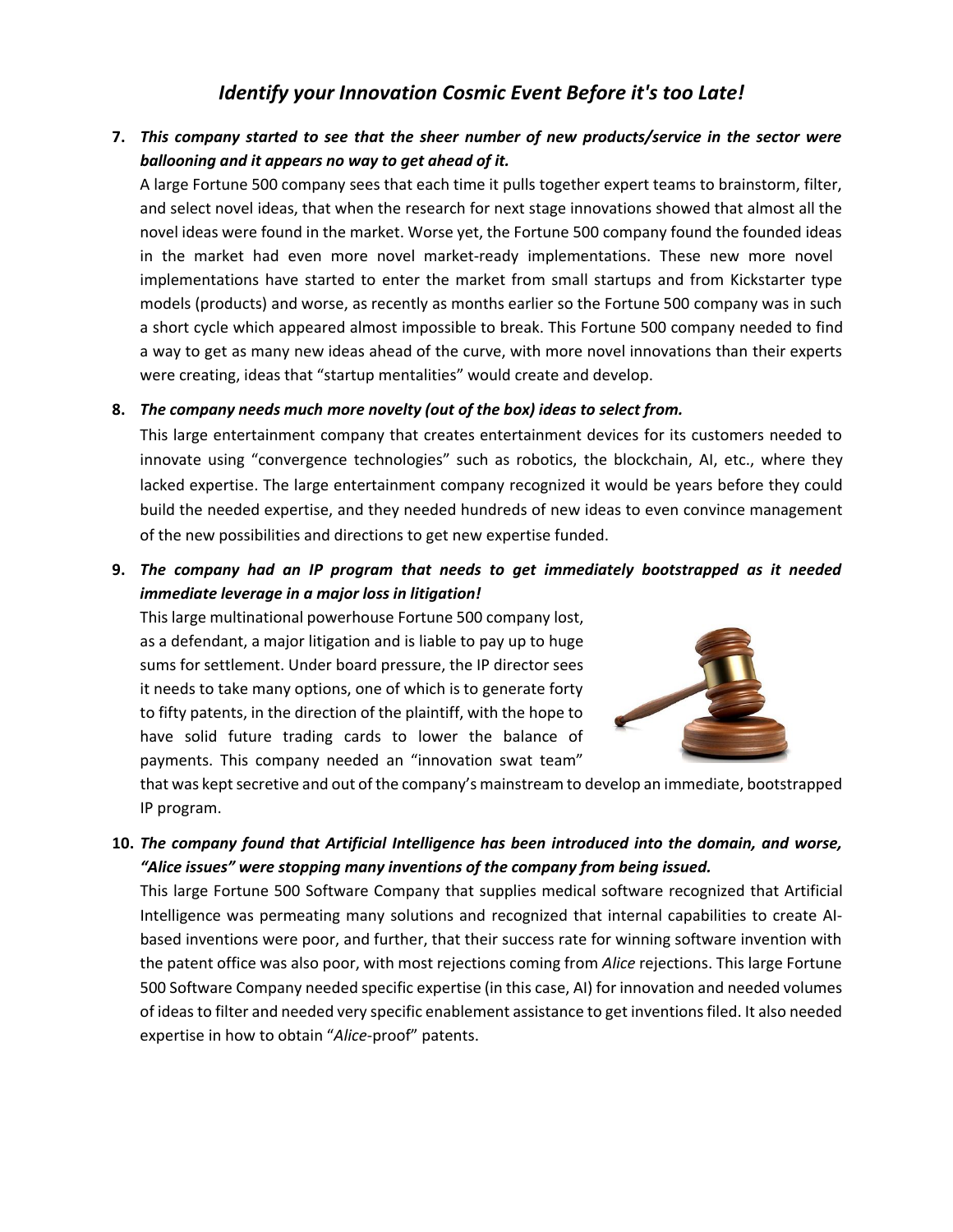# *Identify your Innovation Cosmic Event Before it's too Late!*

7. ***This company started to see that the sheer number of new products/service in the sector were ballooning and it appears no way to get ahead of it.***
   A large Fortune 500 company sees that each time it pulls together expert teams to brainstorm, filter, and select novel ideas, that when the research for next stage innovations showed that almost all the novel ideas were found in the market. Worse yet, the Fortune 500 company found the founded ideas in the market had even more novel market-ready implementations. These new more novel implementations have started to enter the market from small startups and from Kickstarter type models (products) and worse, as recently as months earlier so the Fortune 500 company was in such a short cycle which appeared almost impossible to break. This Fortune 500 company needed to find a way to get as many new ideas ahead of the curve, with more novel innovations than their experts were creating, ideas that "startup mentalities" would create and develop.

8. ***The company needs much more novelty (out of the box) ideas to select from.***
   This large entertainment company that creates entertainment devices for its customers needed to innovate using "convergence technologies" such as robotics, the blockchain, AI, etc., where they lacked expertise. The large entertainment company recognized it would be years before they could build the needed expertise, and they needed hundreds of new ideas to even convince management of the new possibilities and directions to get new expertise funded.

9. ***The company had an IP program that needs to get immediately bootstrapped as it needed immediate leverage in a major loss in litigation!***
   This large multinational powerhouse Fortune 500 company lost, as a defendant, a major litigation and is liable to pay up to huge sums for settlement. Under board pressure, the IP director sees it needs to take many options, one of which is to generate forty to fifty patents, in the direction of the plaintiff, with the hope to have solid future trading cards to lower the balance of payments. This company needed an "innovation swat team" that was kept secretive and out of the company's mainstream to develop an immediate, bootstrapped IP program.

10. ***The company found that Artificial Intelligence has been introduced into the domain, and worse, "Alice issues" were stopping many inventions of the company from being issued.***
    This large Fortune 500 Software Company that supplies medical software recognized that Artificial Intelligence was permeating many solutions and recognized that internal capabilities to create AI-based inventions were poor, and further, that their success rate for winning software invention with the patent office was also poor, with most rejections coming from *Alice* rejections. This large Fortune 500 Software Company needed specific expertise (in this case, AI) for innovation and needed volumes of ideas to filter and needed very specific enablement assistance to get inventions filed. It also needed expertise in how to obtain "*Alice*-proof" patents.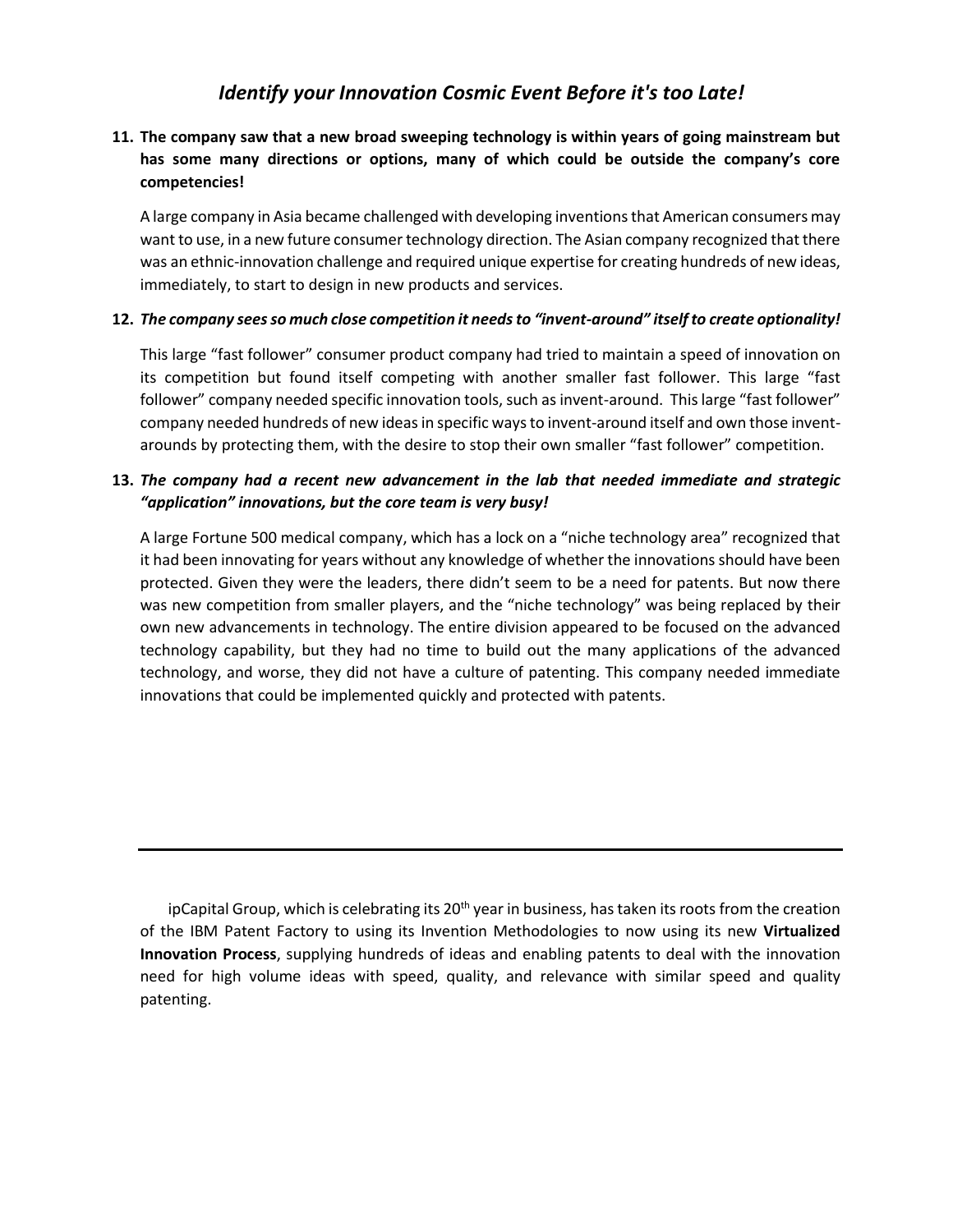## *Identify your Innovation Cosmic Event Before it's too Late!*

**11. The company saw that a new broad sweeping technology is within years of going mainstream but has some many directions or options, many of which could be outside the company's core competencies!**

A large company in Asia became challenged with developing inventions that American consumers may want to use, in a new future consumer technology direction. The Asian company recognized that there was an ethnic-innovation challenge and required unique expertise for creating hundreds of new ideas, immediately, to start to design in new products and services.

**12. *The company sees so much close competition it needs to "invent-around" itself to create optionality!***

This large "fast follower" consumer product company had tried to maintain a speed of innovation on its competition but found itself competing with another smaller fast follower. This large "fast follower" company needed specific innovation tools, such as invent-around. This large "fast follower" company needed hundreds of new ideas in specific ways to invent-around itself and own those invent-arounds by protecting them, with the desire to stop their own smaller "fast follower" competition.

**13. *The company had a recent new advancement in the lab that needed immediate and strategic "application" innovations, but the core team is very busy!***

A large Fortune 500 medical company, which has a lock on a "niche technology area" recognized that it had been innovating for years without any knowledge of whether the innovations should have been protected. Given they were the leaders, there didn't seem to be a need for patents. But now there was new competition from smaller players, and the "niche technology" was being replaced by their own new advancements in technology. The entire division appeared to be focused on the advanced technology capability, but they had no time to build out the many applications of the advanced technology, and worse, they did not have a culture of patenting. This company needed immediate innovations that could be implemented quickly and protected with patents.

---

ipCapital Group, which is celebrating its 20th year in business, has taken its roots from the creation of the IBM Patent Factory to using its Invention Methodologies to now using its new **Virtualized Innovation Process**, supplying hundreds of ideas and enabling patents to deal with the innovation need for high volume ideas with speed, quality, and relevance with similar speed and quality patenting.